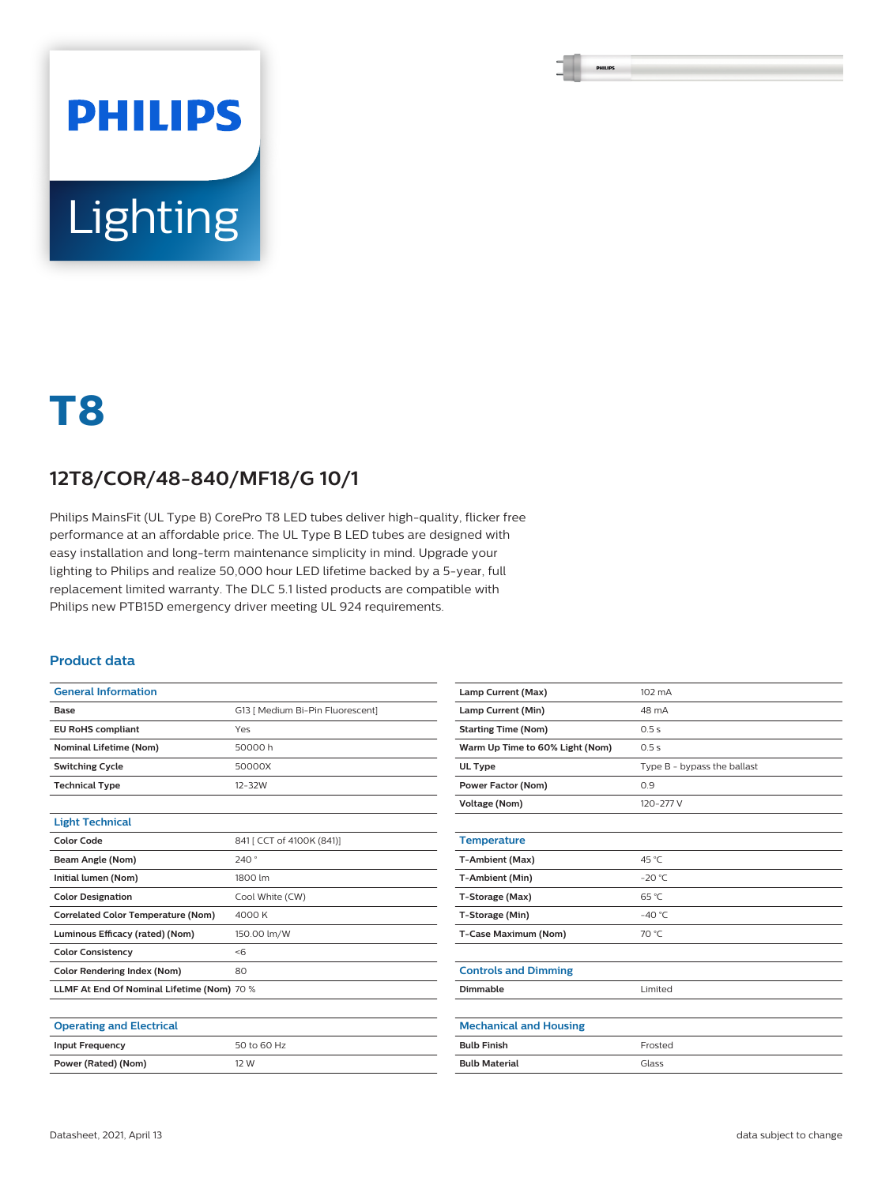PHILIPS

Lighting

# T8

## 12T8/COR/48-840/MF18/G 10/1

Philips MainsFit (UL Type B) CorePro T8 LED tubes deliver high-quality, flicker free performance at an affordable price. The UL Type B LED tubes are designed with easy installation and long-term maintenance simplicity in mind. Upgrade your lighting to Philips and realize 50,000 hour LED lifetime backed by a 5-year, full replacement limited warranty. The DLC 5.1 listed products are compatible with Philips new PTB15D emergency driver meeting UL 924 requirements.

### Product data

| General Information | |
|---|---|
| Base | G13 [ Medium Bi-Pin Fluorescent] |
| EU RoHS compliant | Yes |
| Nominal Lifetime (Nom) | 50000 h |
| Switching Cycle | 50000X |
| Technical Type | 12-32W |

| Light Technical | |
|---|---|
| Color Code | 841 [ CCT of 4100K (841)] |
| Beam Angle (Nom) | 240 ° |
| Initial lumen (Nom) | 1800 lm |
| Color Designation | Cool White (CW) |
| Correlated Color Temperature (Nom) | 4000 K |
| Luminous Efficacy (rated) (Nom) | 150.00 lm/W |
| Color Consistency | <6 |
| Color Rendering Index (Nom) | 80 |
| LLMF At End Of Nominal Lifetime (Nom) | 70 % |

| Operating and Electrical | |
|---|---|
| Input Frequency | 50 to 60 Hz |
| Power (Rated) (Nom) | 12 W |
| Lamp Current (Max) | 102 mA |
| Lamp Current (Min) | 48 mA |
| Starting Time (Nom) | 0.5 s |
| Warm Up Time to 60% Light (Nom) | 0.5 s |
| UL Type | Type B - bypass the ballast |
| Power Factor (Nom) | 0.9 |
| Voltage (Nom) | 120-277 V |

| Temperature | |
|---|---|
| T-Ambient (Max) | 45 °C |
| T-Ambient (Min) | -20 °C |
| T-Storage (Max) | 65 °C |
| T-Storage (Min) | -40 °C |
| T-Case Maximum (Nom) | 70 °C |

| Controls and Dimming | |
|---|---|
| Dimmable | Limited |

| Mechanical and Housing | |
|---|---|
| Bulb Finish | Frosted |
| Bulb Material | Glass |

Datasheet, 2021, April 13 data subject to change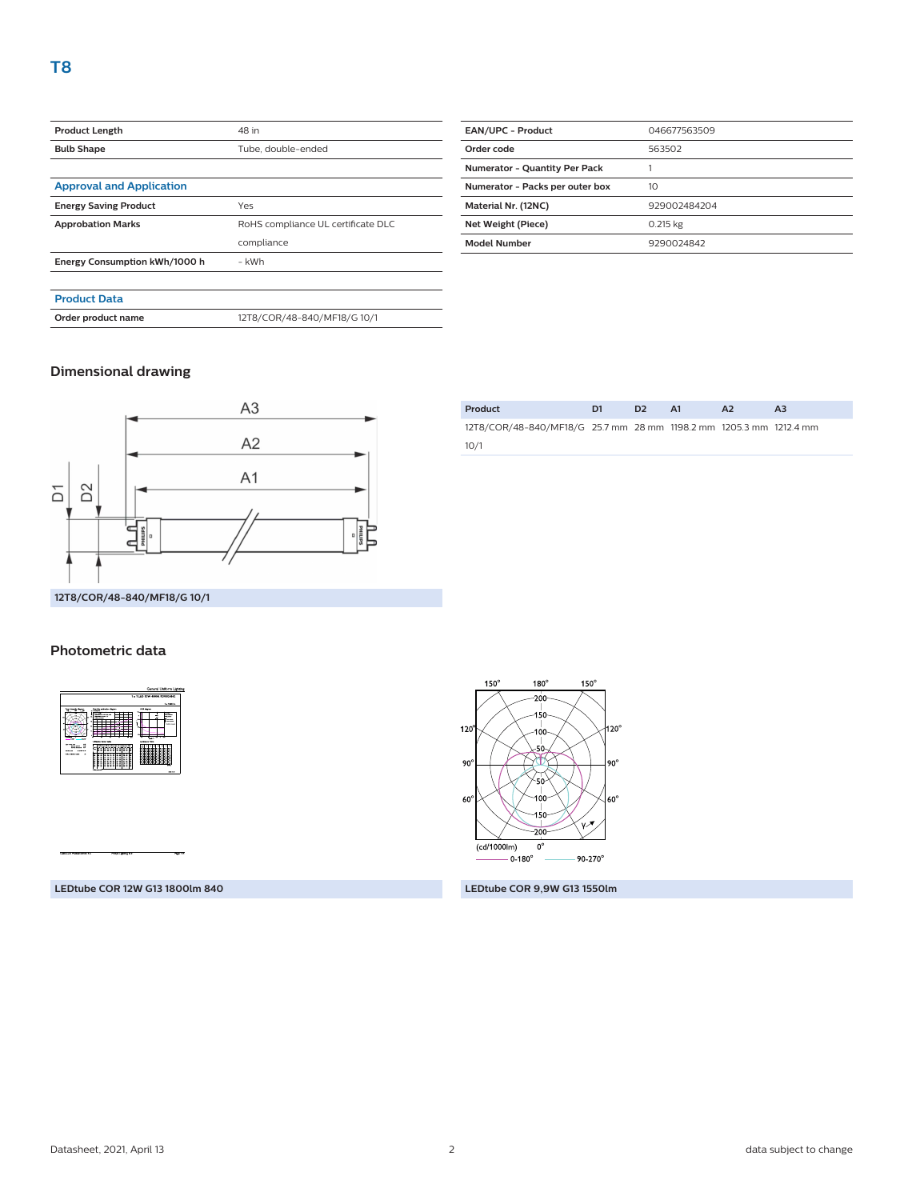# T8

| Product Length | 48 in |
|---|---|
| Bulb Shape | Tube, double-ended |

### Approval and Application

| Energy Saving Product | Yes |
|---|---|
| Approbation Marks | RoHS compliance UL certificate DLC compliance |
| Energy Consumption kWh/1000 h | - kWh |

### Product Data

| Order product name | 12T8/COR/48-840/MF18/G 10/1 |
|---|---|

| EAN/UPC - Product | 046677563509 |
|---|---|
| Order code | 563502 |
| Numerator - Quantity Per Pack | 1 |
| Numerator - Packs per outer box | 10 |
| Material Nr. (12NC) | 929002484204 |
| Net Weight (Piece) | 0.215 kg |
| Model Number | 9290024842 |

## Dimensional drawing

12T8/COR/48-840/MF18/G 10/1

| Product | D1 | D2 | A1 | A2 | A3 |
|---|---|---|---|---|---|
| 12T8/COR/48-840/MF18/G 10/1 | 25.7 mm | 28 mm | 1198.2 mm | 1205.3 mm | 1212.4 mm |

## Photometric data

LEDtube COR 12W G13 1800lm 840

LEDtube COR 9,9W G13 1550lm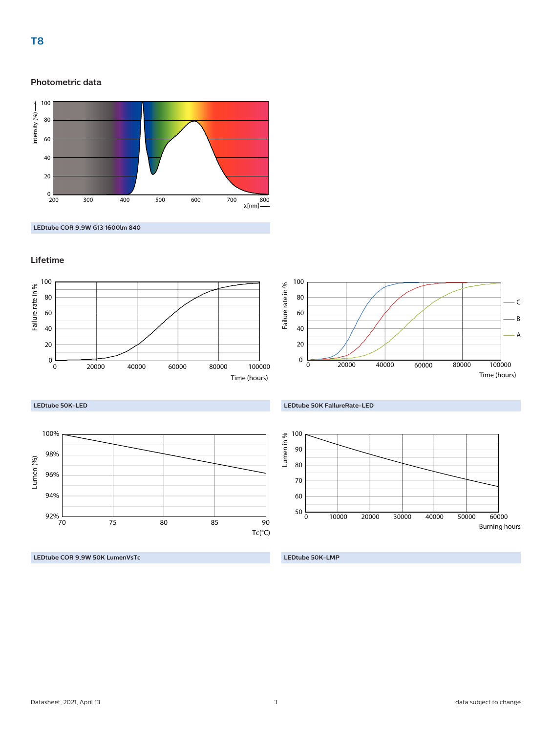# T8

## Photometric data

LEDtube COR 9,9W G13 1600lm 840

## Lifetime

LEDtube 50K-LED

LEDtube 50K FailureRate-LED

LEDtube COR 9,9W 50K LumenVsTc

LEDtube 50K-LMP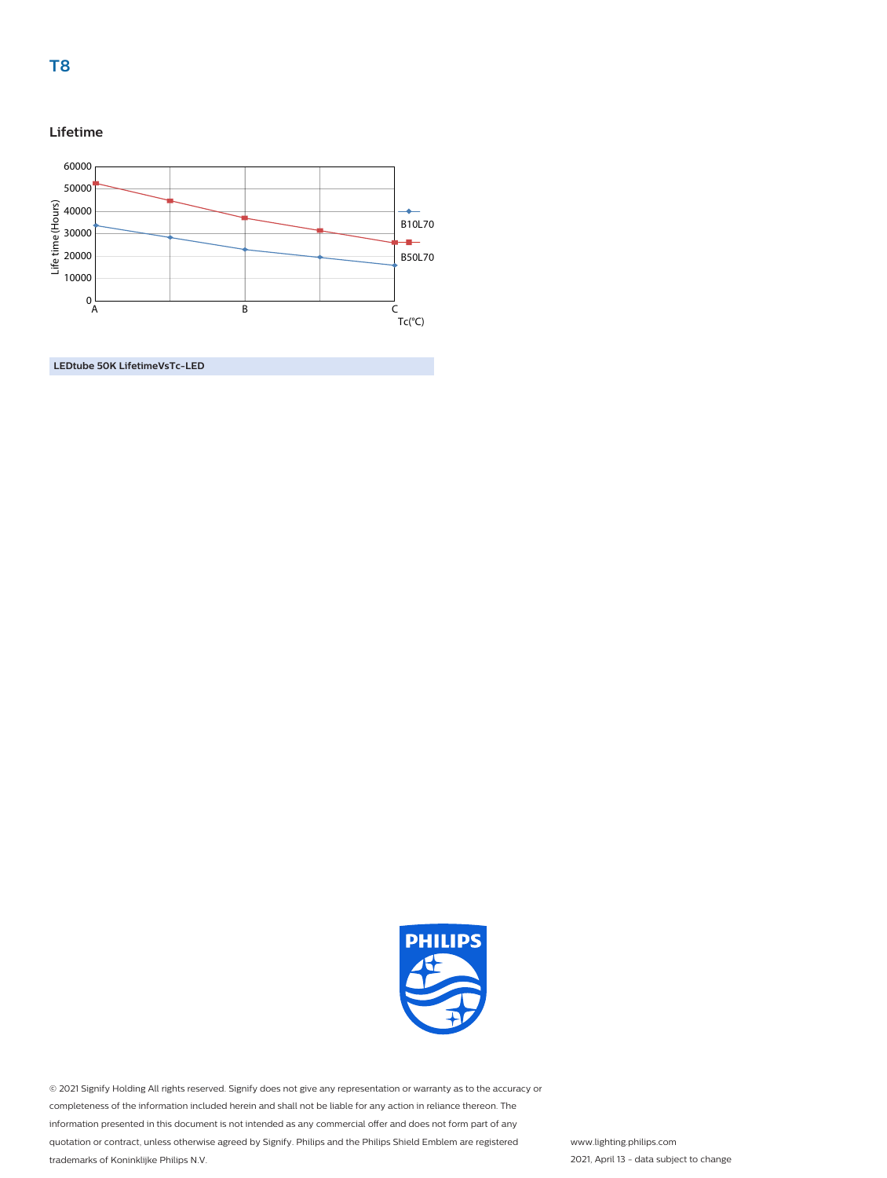## Lifetime

60000
50000
40000
30000
20000
10000
0
Life time (Hours)
A
B
C
Tc(°C)
B10L70
B50L70

**LEDtube 50K LifetimeVsTc-LED**

© 2021 Signify Holding All rights reserved. Signify does not give any representation or warranty as to the accuracy or completeness of the information included herein and shall not be liable for any action in reliance thereon. The information presented in this document is not intended as any commercial offer and does not form part of any quotation or contract, unless otherwise agreed by Signify. Philips and the Philips Shield Emblem are registered trademarks of Koninklijke Philips N.V.

www.lighting.philips.com
2021, April 13 - data subject to change